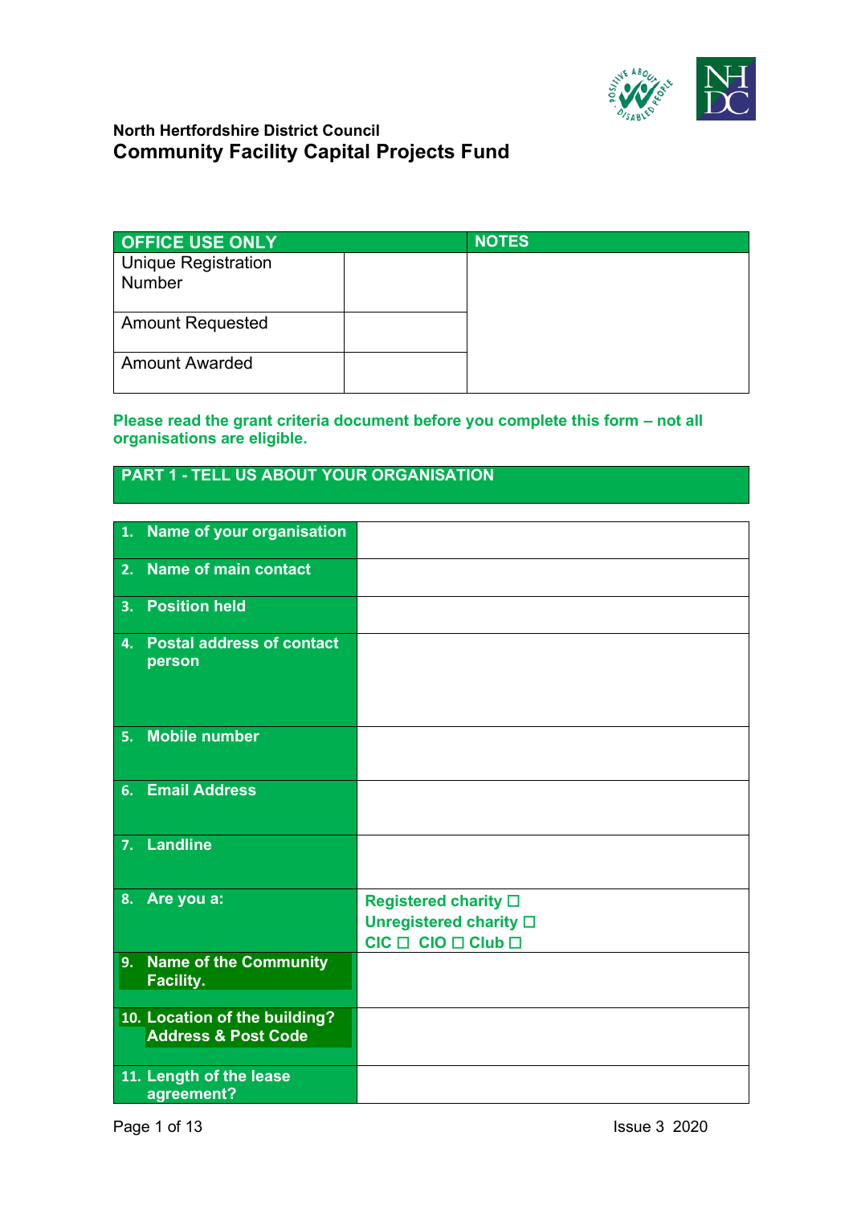**North Hertfordshire District Council**

# Community Facility Capital Projects Fund

| OFFICE USE ONLY | | NOTES |
|---|---|---|
| Unique Registration Number | | |
| Amount Requested | | |
| Amount Awarded | | |

**Please read the grant criteria document before you complete this form – not all organisations are eligible.**

## PART 1 - TELL US ABOUT YOUR ORGANISATION

| | |
|---|---|
| **1. Name of your organisation** | |
| **2. Name of main contact** | |
| **3. Position held** | |
| **4. Postal address of contact person** | |
| **5. Mobile number** | |
| **6. Email Address** | |
| **7. Landline** | |
| **8. Are you a:** | Registered charity ☐<br>Unregistered charity ☐<br>CIC ☐ CIO ☐ Club ☐ |
| **9. Name of the Community Facility.** | |
| **10. Location of the building? Address & Post Code** | |
| **11. Length of the lease agreement?** | |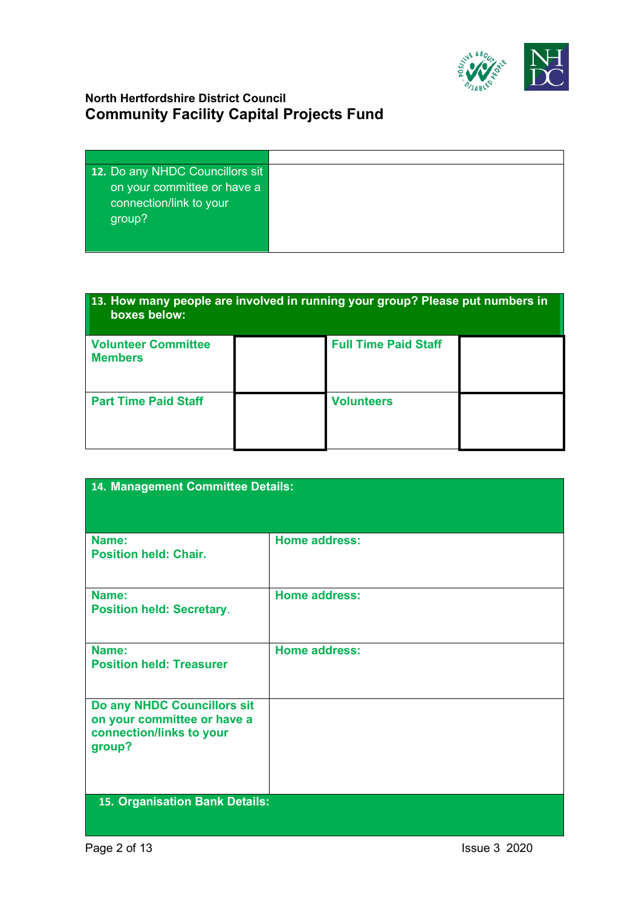North Hertfordshire District Council

## Community Facility Capital Projects Fund

| | |
|---|---|
| **12.** Do any NHDC Councillors sit on your committee or have a connection/link to your group? | |

| **13. How many people are involved in running your group? Please put numbers in boxes below:** | | | |
|---|---|---|---|
| **Volunteer Committee Members** | | **Full Time Paid Staff** | |
| **Part Time Paid Staff** | | **Volunteers** | |

| **14. Management Committee Details:** | |
|---|---|
| **Name:**<br>**Position held: Chair.** | **Home address:** |
| **Name:**<br>**Position held: Secretary**. | **Home address:** |
| **Name:**<br>**Position held: Treasurer** | **Home address:** |
| **Do any NHDC Councillors sit on your committee or have a connection/links to your group?** | |

| **15. Organisation Bank Details:** |
|---|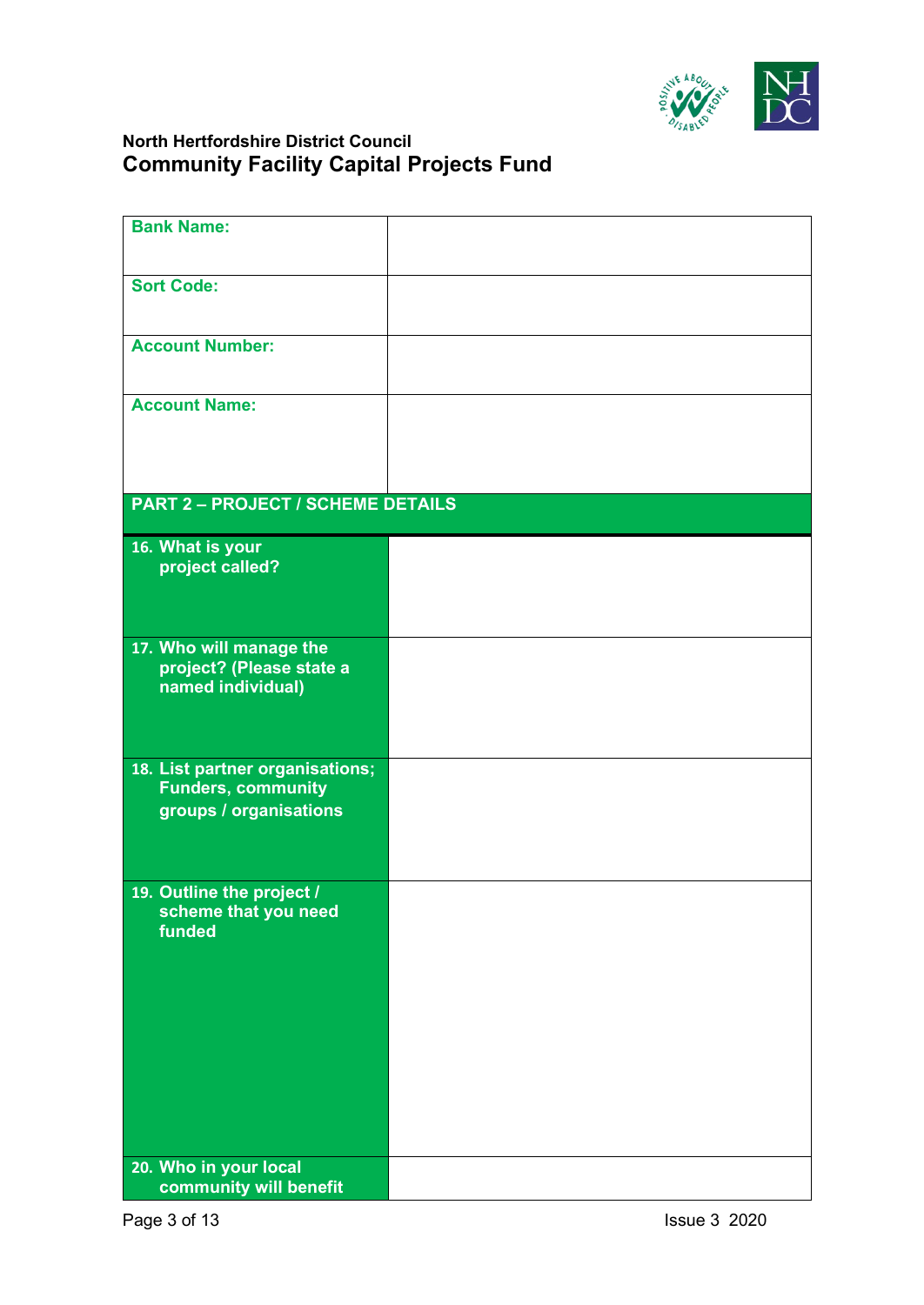**North Hertfordshire District Council**

## Community Facility Capital Projects Fund

| | |
|---|---|
| **Bank Name:** | |
| **Sort Code:** | |
| **Account Number:** | |
| **Account Name:** | |
| **PART 2 – PROJECT / SCHEME DETAILS** | |
| **16. What is your project called?** | |
| **17. Who will manage the project? (Please state a named individual)** | |
| **18. List partner organisations; Funders, community groups / organisations** | |
| **19. Outline the project / scheme that you need funded** | |
| **20. Who in your local community will benefit** | |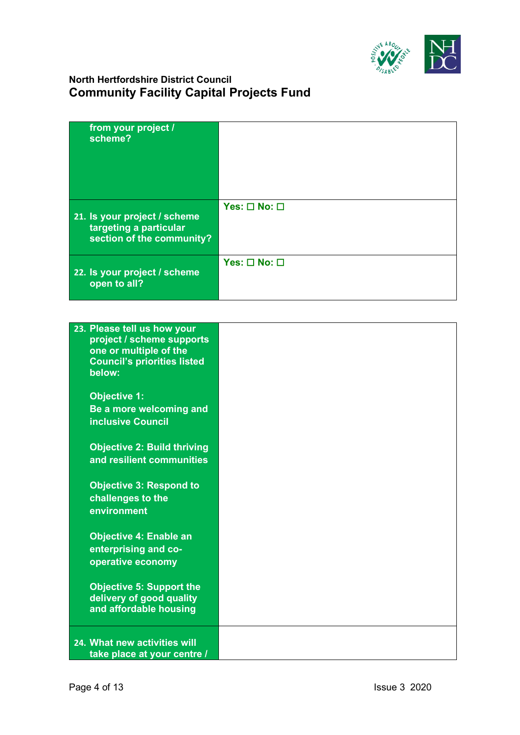| from your project / scheme? | |
|---|---|
| 21. Is your project / scheme targeting a particular section of the community? | Yes: ☐ No: ☐ |
| 22. Is your project / scheme open to all? | Yes: ☐ No: ☐ |

| 23. Please tell us how your project / scheme supports one or multiple of the Council's priorities listed below:<br><br>Objective 1:<br>Be a more welcoming and inclusive Council<br><br>Objective 2: Build thriving and resilient communities<br><br>Objective 3: Respond to challenges to the environment<br><br>Objective 4: Enable an enterprising and co-operative economy<br><br>Objective 5: Support the delivery of good quality and affordable housing | |
|---|---|
| 24. What new activities will take place at your centre / | |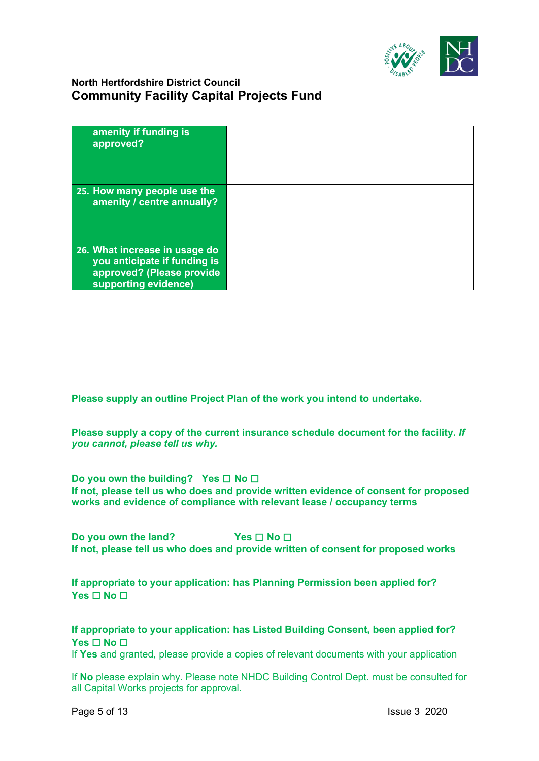| amenity if funding is approved? | |
|---|---|
| 25. How many people use the amenity / centre annually? | |
| 26. What increase in usage do you anticipate if funding is approved? (Please provide supporting evidence) | |

**Please supply an outline Project Plan of the work you intend to undertake.**

**Please supply a copy of the current insurance schedule document for the facility.** ***If you cannot, please tell us why.***

**Do you own the building? Yes ☐ No ☐**
**If not, please tell us who does and provide written evidence of consent for proposed works and evidence of compliance with relevant lease / occupancy terms**

**Do you own the land? Yes ☐ No ☐**
**If not, please tell us who does and provide written of consent for proposed works**

**If appropriate to your application: has Planning Permission been applied for?**
**Yes ☐ No ☐**

**If appropriate to your application: has Listed Building Consent, been applied for?**
**Yes ☐ No ☐**
If **Yes** and granted, please provide a copies of relevant documents with your application

If **No** please explain why. Please note NHDC Building Control Dept. must be consulted for all Capital Works projects for approval.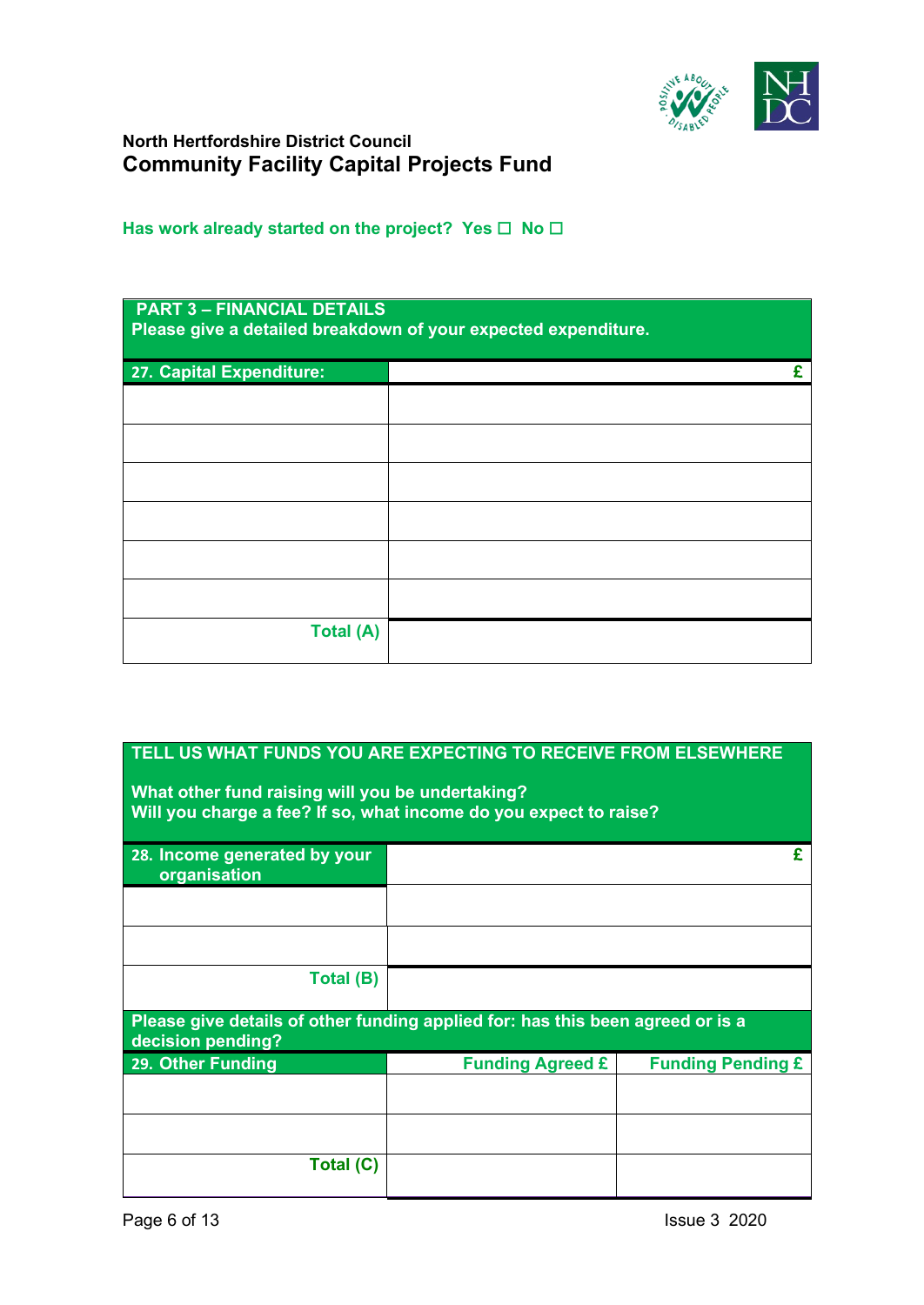**North Hertfordshire District Council**
## Community Facility Capital Projects Fund

**Has work already started on the project? Yes ☐ No ☐**

| **PART 3 – FINANCIAL DETAILS**<br>**Please give a detailed breakdown of your expected expenditure.** | |
|---|---|
| **27. Capital Expenditure:** | **£** |
| | |
| | |
| | |
| | |
| | |
| | |
| **Total (A)** | |

| **TELL US WHAT FUNDS YOU ARE EXPECTING TO RECEIVE FROM ELSEWHERE**<br><br>**What other fund raising will you be undertaking?**<br>**Will you charge a fee? If so, what income do you expect to raise?** | |
|---|---|
| **28. Income generated by your organisation** | **£** |
| | |
| | |
| **Total (B)** | |

| **Please give details of other funding applied for: has this been agreed or is a decision pending?** | | |
|---|---|---|
| **29. Other Funding** | **Funding Agreed £** | **Funding Pending £** |
| | | |
| | | |
| **Total (C)** | | |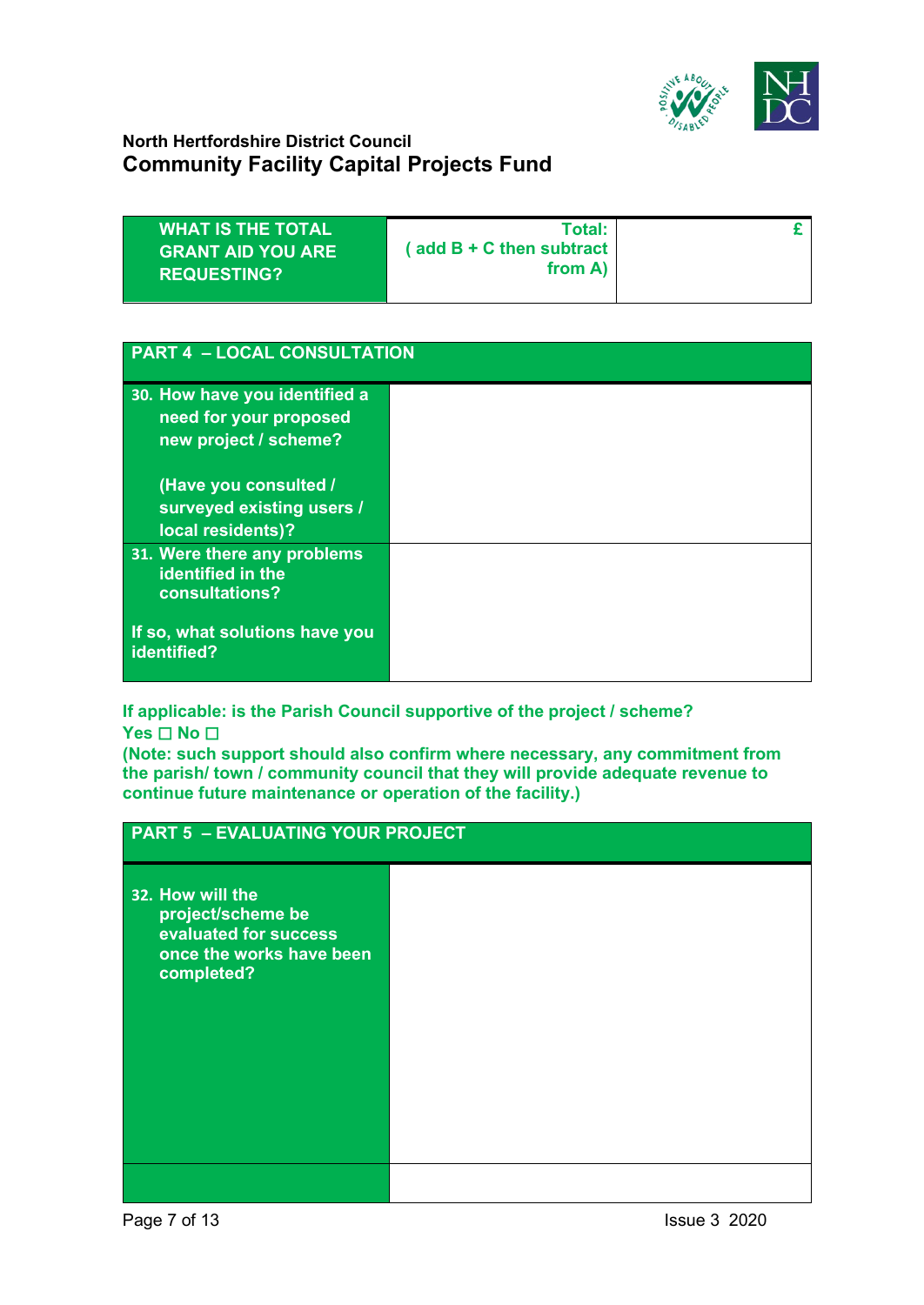**North Hertfordshire District Council**
## Community Facility Capital Projects Fund

| WHAT IS THE TOTAL GRANT AID YOU ARE REQUESTING? | Total: ( add B + C then subtract from A) | £ |
|---|---|---|

| PART 4 – LOCAL CONSULTATION | |
|---|---|
| 30. How have you identified a need for your proposed new project / scheme? (Have you consulted / surveyed existing users / local residents)? | |
| 31. Were there any problems identified in the consultations? If so, what solutions have you identified? | |

**If applicable: is the Parish Council supportive of the project / scheme?**
**Yes ☐ No ☐**
**(Note: such support should also confirm where necessary, any commitment from the parish/ town / community council that they will provide adequate revenue to continue future maintenance or operation of the facility.)**

| PART 5 – EVALUATING YOUR PROJECT | |
|---|---|
| 32. How will the project/scheme be evaluated for success once the works have been completed? | |
| | |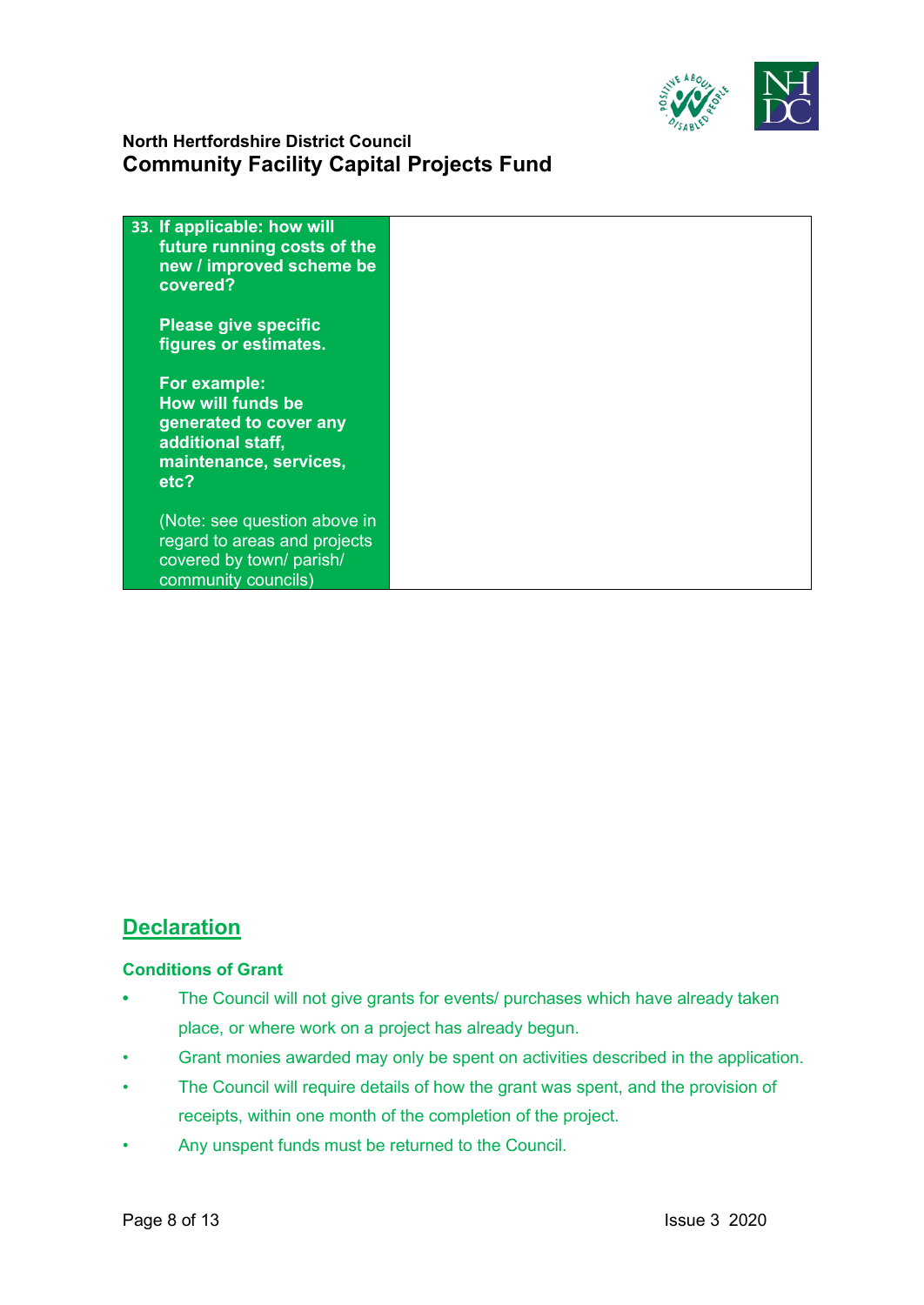| 33. If applicable: how will future running costs of the new / improved scheme be covered?<br><br>Please give specific figures or estimates.<br><br>For example:<br>How will funds be generated to cover any additional staff, maintenance, services, etc?<br><br>(Note: see question above in regard to areas and projects covered by town/ parish/ community councils) | |
|---|---|

## Declaration

### Conditions of Grant

- The Council will not give grants for events/ purchases which have already taken place, or where work on a project has already begun.
- Grant monies awarded may only be spent on activities described in the application.
- The Council will require details of how the grant was spent, and the provision of receipts, within one month of the completion of the project.
- Any unspent funds must be returned to the Council.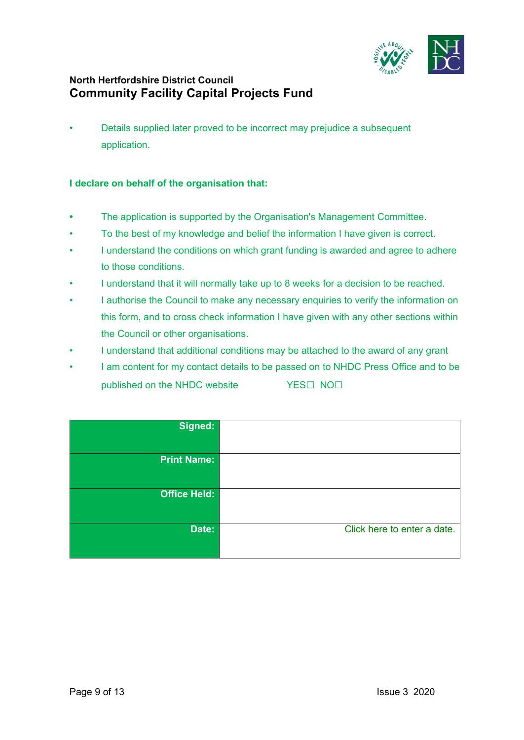North Hertfordshire District Council
**Community Facility Capital Projects Fund**

- Details supplied later proved to be incorrect may prejudice a subsequent application.

**I declare on behalf of the organisation that:**

- The application is supported by the Organisation's Management Committee.
- To the best of my knowledge and belief the information I have given is correct.
- I understand the conditions on which grant funding is awarded and agree to adhere to those conditions.
- I understand that it will normally take up to 8 weeks for a decision to be reached.
- I authorise the Council to make any necessary enquiries to verify the information on this form, and to cross check information I have given with any other sections within the Council or other organisations.
- I understand that additional conditions may be attached to the award of any grant
- I am content for my contact details to be passed on to NHDC Press Office and to be published on the NHDC website YES☐ NO☐

| | |
|---|---|
| **Signed:** | |
| **Print Name:** | |
| **Office Held:** | |
| **Date:** | Click here to enter a date. |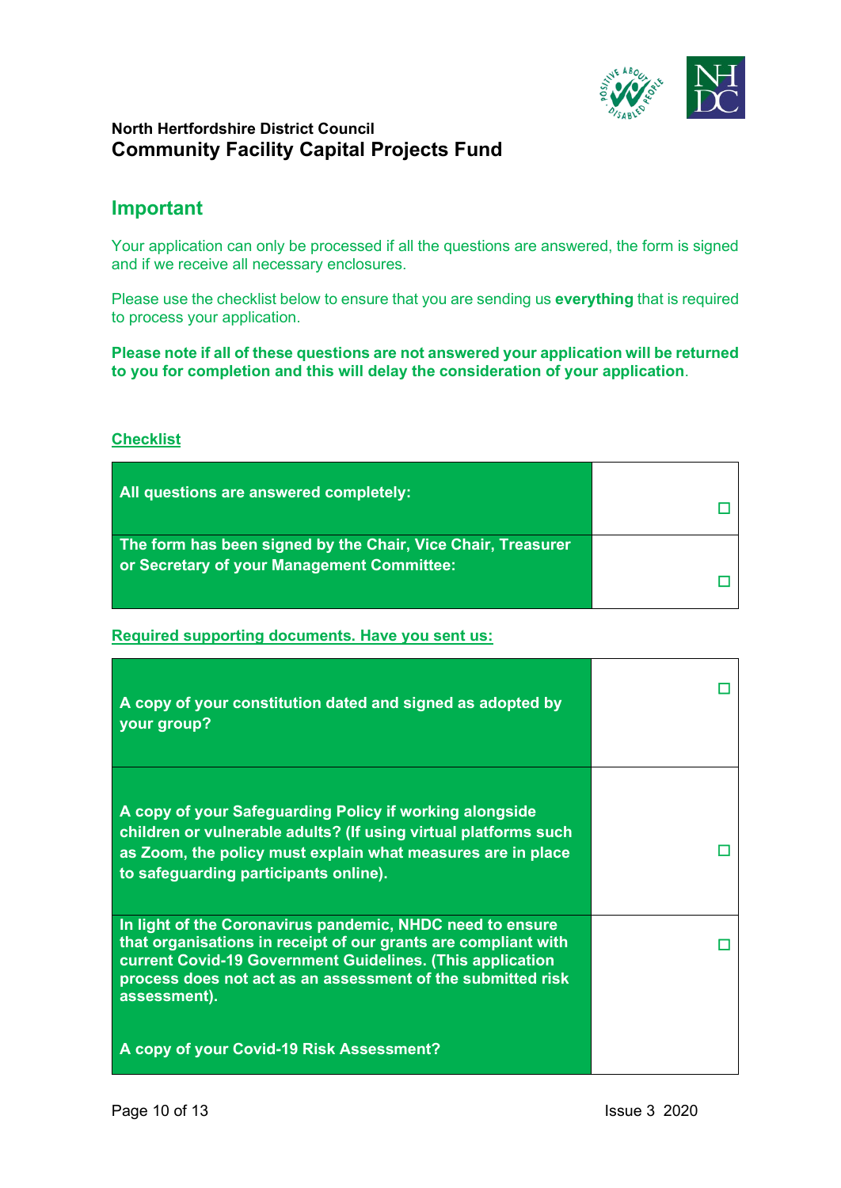**North Hertfordshire District Council**
**Community Facility Capital Projects Fund**

## Important

Your application can only be processed if all the questions are answered, the form is signed and if we receive all necessary enclosures.

Please use the checklist below to ensure that you are sending us **everything** that is required to process your application.

**Please note if all of these questions are not answered your application will be returned to you for completion and this will delay the consideration of your application**.

**Checklist**

| | |
|---|---|
| **All questions are answered completely:** | ☐ |
| **The form has been signed by the Chair, Vice Chair, Treasurer or Secretary of your Management Committee:** | ☐ |

**Required supporting documents. Have you sent us:**

| | |
|---|---|
| **A copy of your constitution dated and signed as adopted by your group?** | ☐ |
| **A copy of your Safeguarding Policy if working alongside children or vulnerable adults? (If using virtual platforms such as Zoom, the policy must explain what measures are in place to safeguarding participants online).** | ☐ |
| **In light of the Coronavirus pandemic, NHDC need to ensure that organisations in receipt of our grants are compliant with current Covid-19 Government Guidelines. (This application process does not act as an assessment of the submitted risk assessment).**<br><br>**A copy of your Covid-19 Risk Assessment?** | ☐ |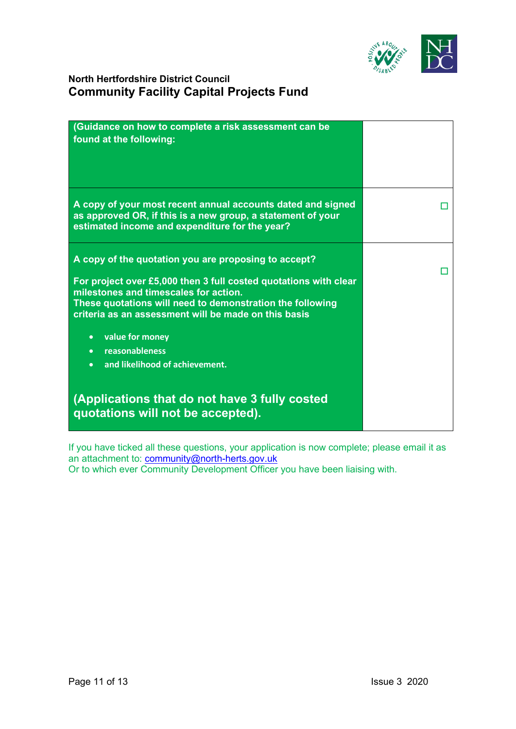North Hertfordshire District Council

**Community Facility Capital Projects Fund**

| | |
|---|---|
| **(Guidance on how to complete a risk assessment can be found at the following:** | |
| **A copy of your most recent annual accounts dated and signed as approved OR, if this is a new group, a statement of your estimated income and expenditure for the year?** | ☐ |
| **A copy of the quotation you are proposing to accept?**<br><br>**For project over £5,000 then 3 full costed quotations with clear milestones and timescales for action.**<br>**These quotations will need to demonstrate the following criteria as an assessment will be made on this basis**<br><br>• **value for money**<br>• **reasonableness**<br>• **and likelihood of achievement.**<br><br>**(Applications that do not have 3 fully costed quotations will not be accepted).** | ☐ |

If you have ticked all these questions, your application is now complete; please email it as an attachment to: community@north-herts.gov.uk
Or to which ever Community Development Officer you have been liaising with.